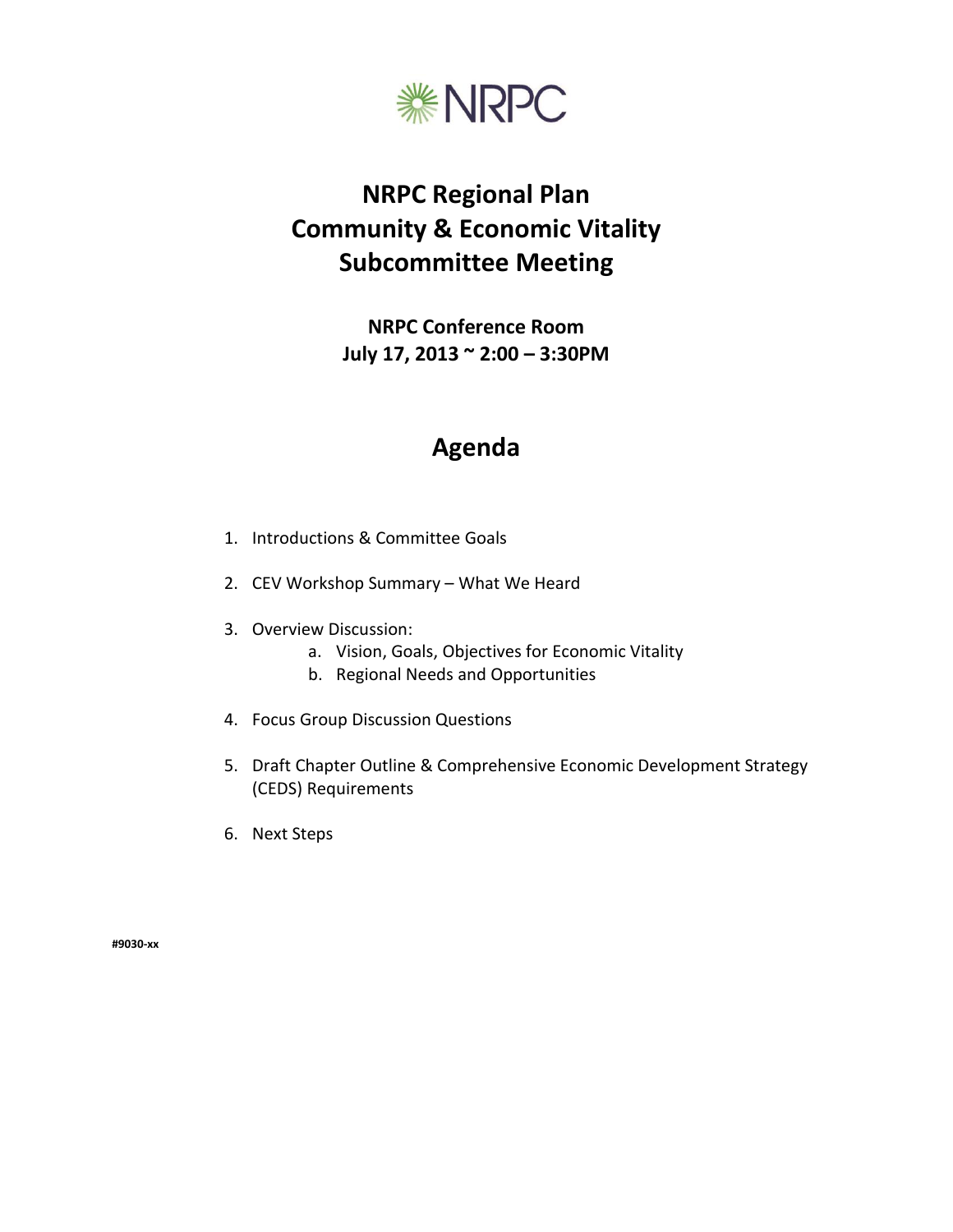NRPC

# NRPC Regional Plan
# Community & Economic Vitality
# Subcommittee Meeting

**NRPC Conference Room**
**July 17, 2013 ~ 2:00 – 3:30PM**

## Agenda

1. Introductions & Committee Goals
2. CEV Workshop Summary – What We Heard
3. Overview Discussion:
   a. Vision, Goals, Objectives for Economic Vitality
   b. Regional Needs and Opportunities
4. Focus Group Discussion Questions
5. Draft Chapter Outline & Comprehensive Economic Development Strategy (CEDS) Requirements
6. Next Steps

**#9030-xx**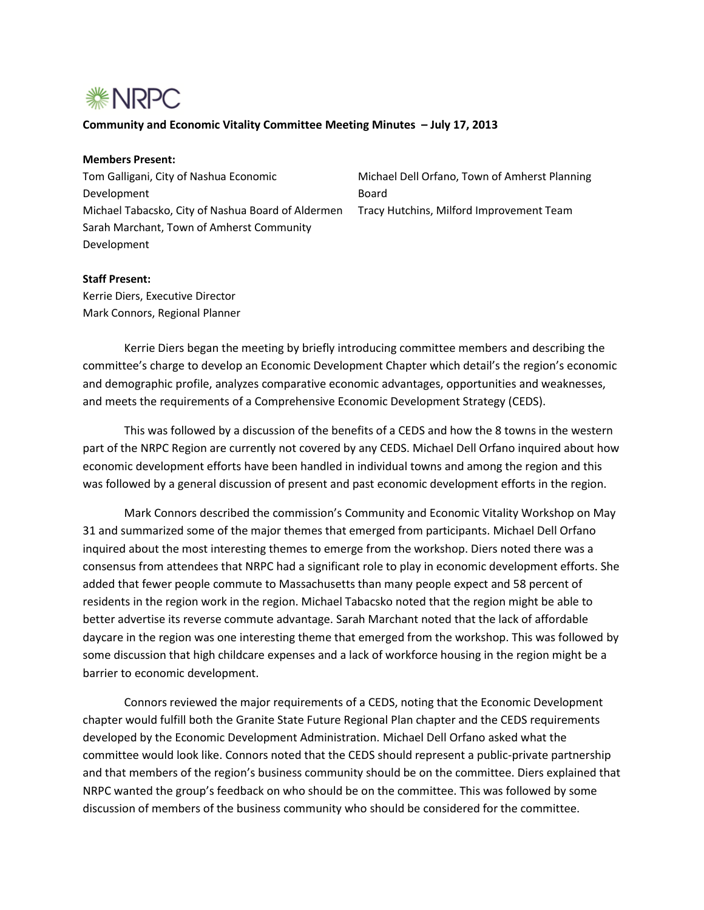NRPC

**Community and Economic Vitality Committee Meeting Minutes – July 17, 2013**

**Members Present:**

Tom Galligani, City of Nashua Economic Development
Michael Tabacsko, City of Nashua Board of Aldermen
Sarah Marchant, Town of Amherst Community Development
Michael Dell Orfano, Town of Amherst Planning Board
Tracy Hutchins, Milford Improvement Team

**Staff Present:**

Kerrie Diers, Executive Director
Mark Connors, Regional Planner

Kerrie Diers began the meeting by briefly introducing committee members and describing the committee's charge to develop an Economic Development Chapter which detail's the region's economic and demographic profile, analyzes comparative economic advantages, opportunities and weaknesses, and meets the requirements of a Comprehensive Economic Development Strategy (CEDS).

This was followed by a discussion of the benefits of a CEDS and how the 8 towns in the western part of the NRPC Region are currently not covered by any CEDS. Michael Dell Orfano inquired about how economic development efforts have been handled in individual towns and among the region and this was followed by a general discussion of present and past economic development efforts in the region.

Mark Connors described the commission's Community and Economic Vitality Workshop on May 31 and summarized some of the major themes that emerged from participants. Michael Dell Orfano inquired about the most interesting themes to emerge from the workshop. Diers noted there was a consensus from attendees that NRPC had a significant role to play in economic development efforts. She added that fewer people commute to Massachusetts than many people expect and 58 percent of residents in the region work in the region. Michael Tabacsko noted that the region might be able to better advertise its reverse commute advantage. Sarah Marchant noted that the lack of affordable daycare in the region was one interesting theme that emerged from the workshop. This was followed by some discussion that high childcare expenses and a lack of workforce housing in the region might be a barrier to economic development.

Connors reviewed the major requirements of a CEDS, noting that the Economic Development chapter would fulfill both the Granite State Future Regional Plan chapter and the CEDS requirements developed by the Economic Development Administration. Michael Dell Orfano asked what the committee would look like. Connors noted that the CEDS should represent a public-private partnership and that members of the region's business community should be on the committee. Diers explained that NRPC wanted the group's feedback on who should be on the committee. This was followed by some discussion of members of the business community who should be considered for the committee.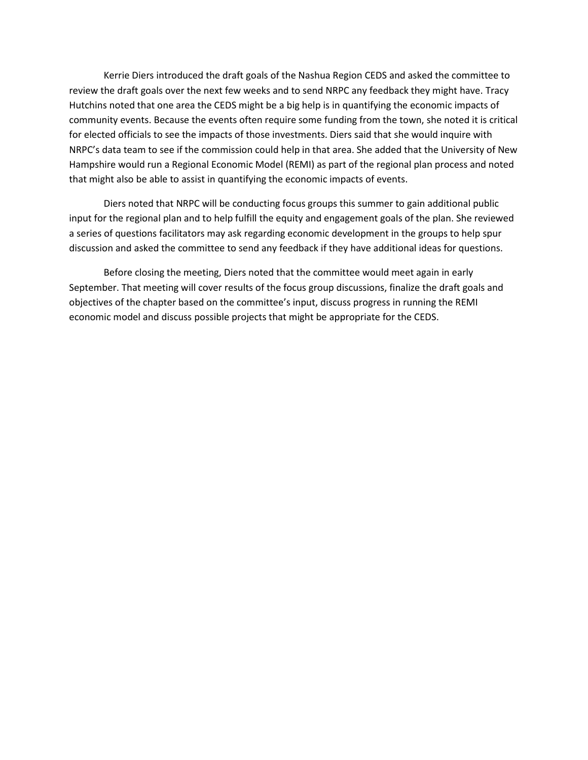Kerrie Diers introduced the draft goals of the Nashua Region CEDS and asked the committee to review the draft goals over the next few weeks and to send NRPC any feedback they might have. Tracy Hutchins noted that one area the CEDS might be a big help is in quantifying the economic impacts of community events. Because the events often require some funding from the town, she noted it is critical for elected officials to see the impacts of those investments. Diers said that she would inquire with NRPC's data team to see if the commission could help in that area. She added that the University of New Hampshire would run a Regional Economic Model (REMI) as part of the regional plan process and noted that might also be able to assist in quantifying the economic impacts of events.

Diers noted that NRPC will be conducting focus groups this summer to gain additional public input for the regional plan and to help fulfill the equity and engagement goals of the plan. She reviewed a series of questions facilitators may ask regarding economic development in the groups to help spur discussion and asked the committee to send any feedback if they have additional ideas for questions.

Before closing the meeting, Diers noted that the committee would meet again in early September. That meeting will cover results of the focus group discussions, finalize the draft goals and objectives of the chapter based on the committee's input, discuss progress in running the REMI economic model and discuss possible projects that might be appropriate for the CEDS.